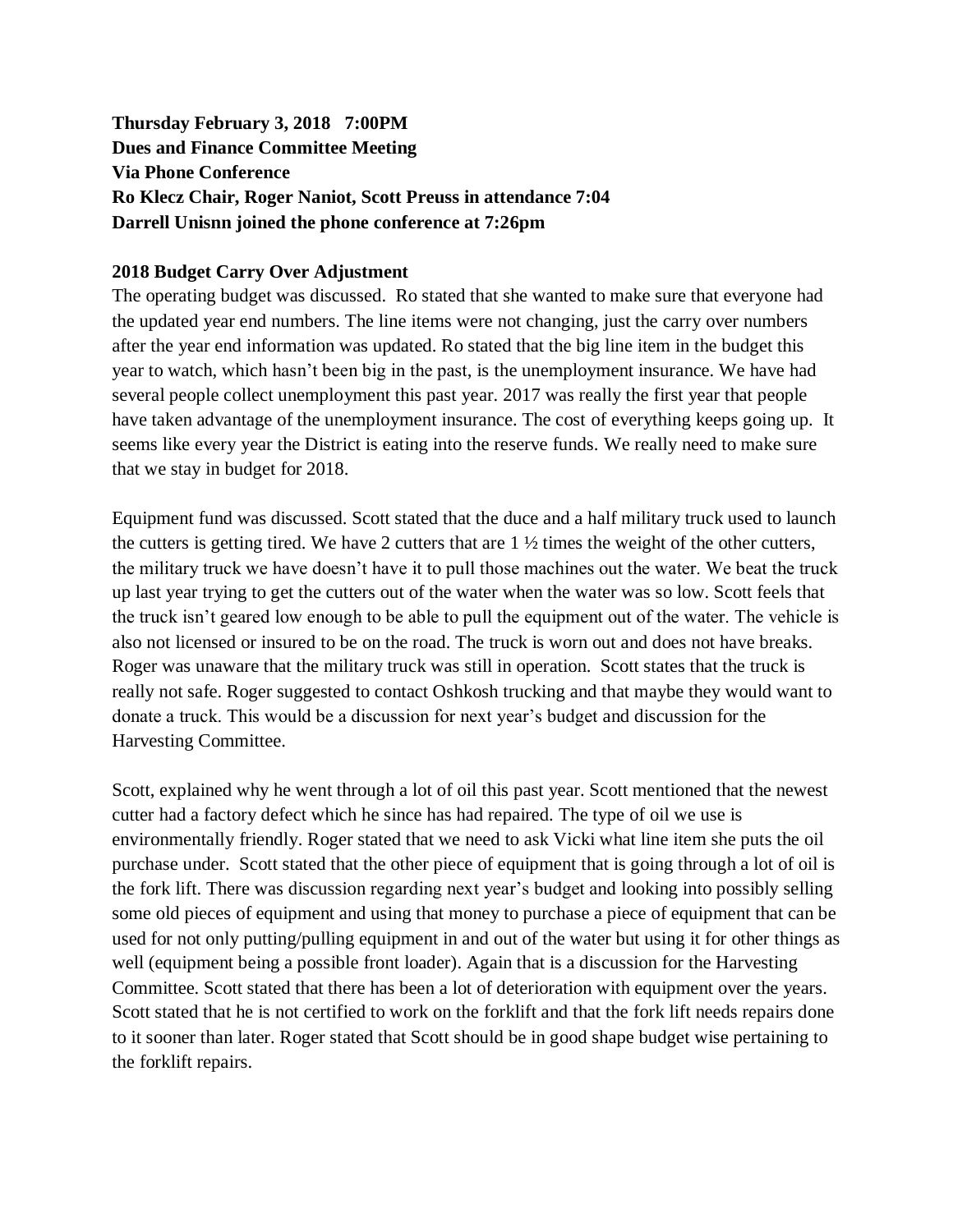**Thursday February 3, 2018 7:00PM**
**Dues and Finance Committee Meeting**
**Via Phone Conference**
**Ro Klecz Chair, Roger Naniot, Scott Preuss in attendance 7:04**
**Darrell Unisnn joined the phone conference at 7:26pm**

**2018 Budget Carry Over Adjustment**

The operating budget was discussed. Ro stated that she wanted to make sure that everyone had the updated year end numbers. The line items were not changing, just the carry over numbers after the year end information was updated. Ro stated that the big line item in the budget this year to watch, which hasn't been big in the past, is the unemployment insurance. We have had several people collect unemployment this past year. 2017 was really the first year that people have taken advantage of the unemployment insurance. The cost of everything keeps going up. It seems like every year the District is eating into the reserve funds. We really need to make sure that we stay in budget for 2018.

Equipment fund was discussed. Scott stated that the duce and a half military truck used to launch the cutters is getting tired. We have 2 cutters that are 1 ½ times the weight of the other cutters, the military truck we have doesn't have it to pull those machines out the water. We beat the truck up last year trying to get the cutters out of the water when the water was so low. Scott feels that the truck isn't geared low enough to be able to pull the equipment out of the water. The vehicle is also not licensed or insured to be on the road. The truck is worn out and does not have breaks. Roger was unaware that the military truck was still in operation. Scott states that the truck is really not safe. Roger suggested to contact Oshkosh trucking and that maybe they would want to donate a truck. This would be a discussion for next year's budget and discussion for the Harvesting Committee.

Scott, explained why he went through a lot of oil this past year. Scott mentioned that the newest cutter had a factory defect which he since has had repaired. The type of oil we use is environmentally friendly. Roger stated that we need to ask Vicki what line item she puts the oil purchase under. Scott stated that the other piece of equipment that is going through a lot of oil is the fork lift. There was discussion regarding next year's budget and looking into possibly selling some old pieces of equipment and using that money to purchase a piece of equipment that can be used for not only putting/pulling equipment in and out of the water but using it for other things as well (equipment being a possible front loader). Again that is a discussion for the Harvesting Committee. Scott stated that there has been a lot of deterioration with equipment over the years. Scott stated that he is not certified to work on the forklift and that the fork lift needs repairs done to it sooner than later. Roger stated that Scott should be in good shape budget wise pertaining to the forklift repairs.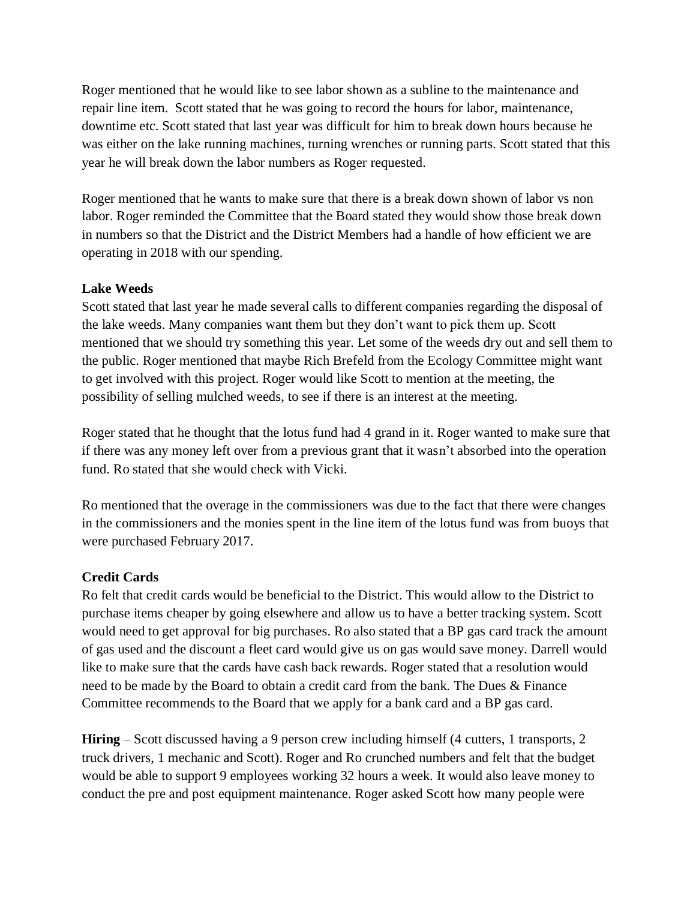Roger mentioned that he would like to see labor shown as a subline to the maintenance and repair line item. Scott stated that he was going to record the hours for labor, maintenance, downtime etc. Scott stated that last year was difficult for him to break down hours because he was either on the lake running machines, turning wrenches or running parts. Scott stated that this year he will break down the labor numbers as Roger requested.

Roger mentioned that he wants to make sure that there is a break down shown of labor vs non labor. Roger reminded the Committee that the Board stated they would show those break down in numbers so that the District and the District Members had a handle of how efficient we are operating in 2018 with our spending.

**Lake Weeds**
Scott stated that last year he made several calls to different companies regarding the disposal of the lake weeds. Many companies want them but they don't want to pick them up. Scott mentioned that we should try something this year. Let some of the weeds dry out and sell them to the public. Roger mentioned that maybe Rich Brefeld from the Ecology Committee might want to get involved with this project. Roger would like Scott to mention at the meeting, the possibility of selling mulched weeds, to see if there is an interest at the meeting.

Roger stated that he thought that the lotus fund had 4 grand in it. Roger wanted to make sure that if there was any money left over from a previous grant that it wasn't absorbed into the operation fund. Ro stated that she would check with Vicki.

Ro mentioned that the overage in the commissioners was due to the fact that there were changes in the commissioners and the monies spent in the line item of the lotus fund was from buoys that were purchased February 2017.

**Credit Cards**
Ro felt that credit cards would be beneficial to the District. This would allow to the District to purchase items cheaper by going elsewhere and allow us to have a better tracking system. Scott would need to get approval for big purchases. Ro also stated that a BP gas card track the amount of gas used and the discount a fleet card would give us on gas would save money. Darrell would like to make sure that the cards have cash back rewards. Roger stated that a resolution would need to be made by the Board to obtain a credit card from the bank. The Dues & Finance Committee recommends to the Board that we apply for a bank card and a BP gas card.

**Hiring** – Scott discussed having a 9 person crew including himself (4 cutters, 1 transports, 2 truck drivers, 1 mechanic and Scott). Roger and Ro crunched numbers and felt that the budget would be able to support 9 employees working 32 hours a week. It would also leave money to conduct the pre and post equipment maintenance. Roger asked Scott how many people were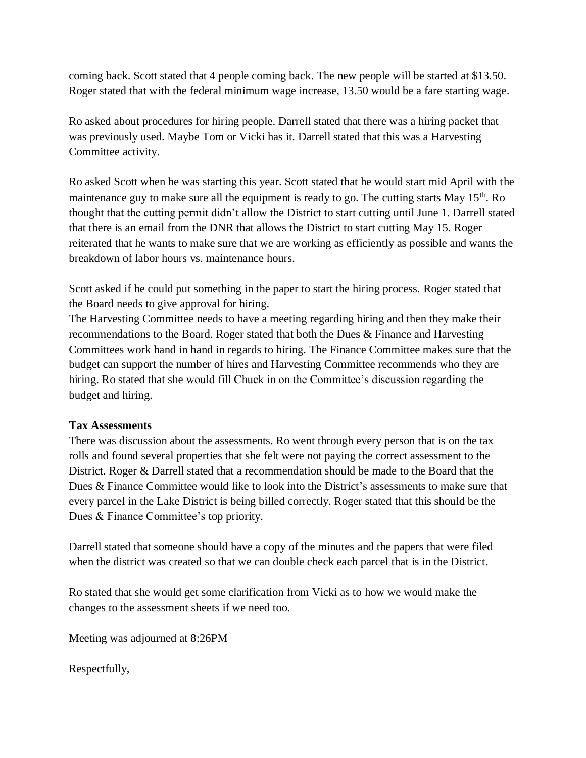coming back. Scott stated that 4 people coming back. The new people will be started at $13.50. Roger stated that with the federal minimum wage increase, 13.50 would be a fare starting wage.

Ro asked about procedures for hiring people. Darrell stated that there was a hiring packet that was previously used. Maybe Tom or Vicki has it. Darrell stated that this was a Harvesting Committee activity.

Ro asked Scott when he was starting this year. Scott stated that he would start mid April with the maintenance guy to make sure all the equipment is ready to go. The cutting starts May 15th. Ro thought that the cutting permit didn't allow the District to start cutting until June 1. Darrell stated that there is an email from the DNR that allows the District to start cutting May 15. Roger reiterated that he wants to make sure that we are working as efficiently as possible and wants the breakdown of labor hours vs. maintenance hours.

Scott asked if he could put something in the paper to start the hiring process. Roger stated that the Board needs to give approval for hiring.
The Harvesting Committee needs to have a meeting regarding hiring and then they make their recommendations to the Board. Roger stated that both the Dues & Finance and Harvesting Committees work hand in hand in regards to hiring. The Finance Committee makes sure that the budget can support the number of hires and Harvesting Committee recommends who they are hiring. Ro stated that she would fill Chuck in on the Committee's discussion regarding the budget and hiring.

**Tax Assessments**
There was discussion about the assessments. Ro went through every person that is on the tax rolls and found several properties that she felt were not paying the correct assessment to the District. Roger & Darrell stated that a recommendation should be made to the Board that the Dues & Finance Committee would like to look into the District's assessments to make sure that every parcel in the Lake District is being billed correctly. Roger stated that this should be the Dues & Finance Committee's top priority.

Darrell stated that someone should have a copy of the minutes and the papers that were filed when the district was created so that we can double check each parcel that is in the District.

Ro stated that she would get some clarification from Vicki as to how we would make the changes to the assessment sheets if we need too.

Meeting was adjourned at 8:26PM

Respectfully,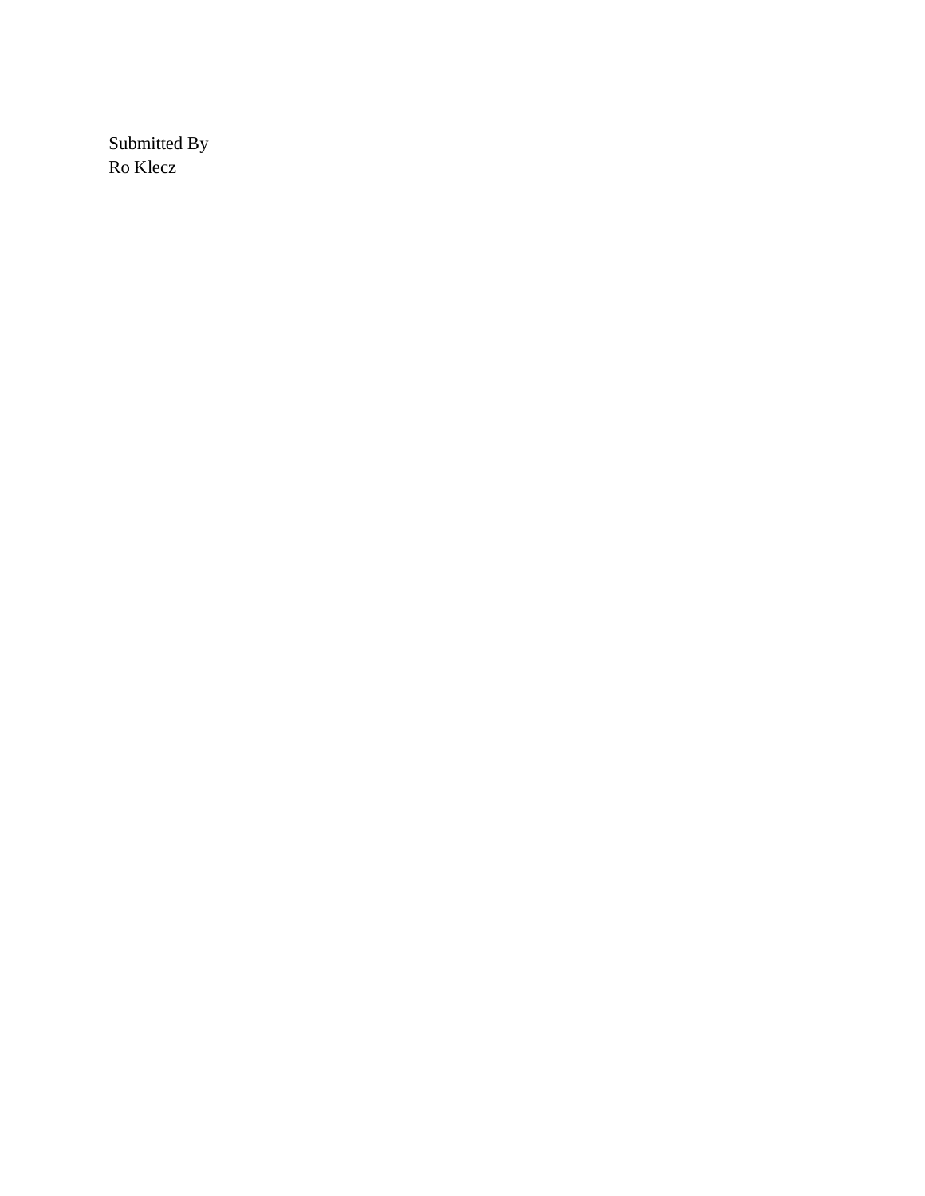Submitted By
Ro Klecz